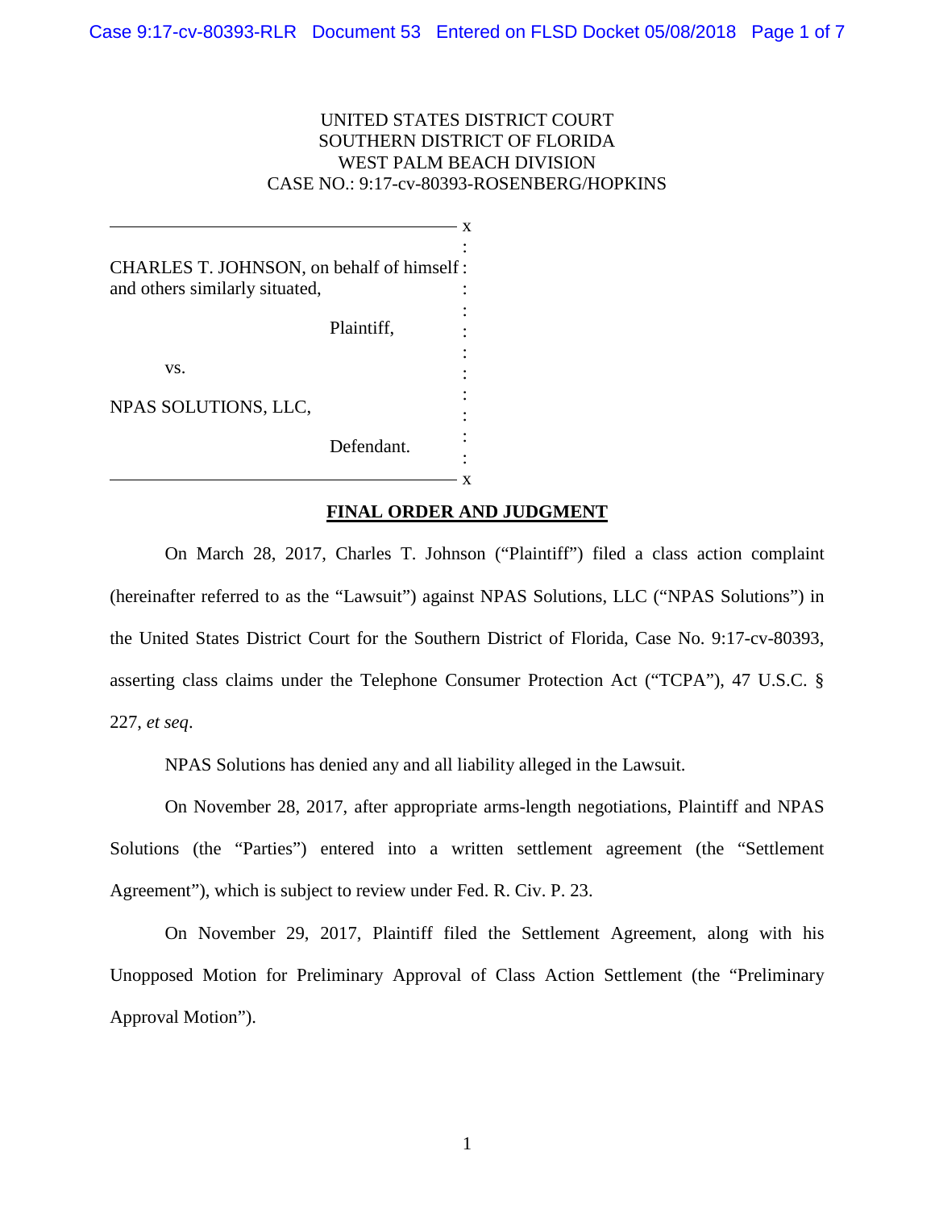UNITED STATES DISTRICT COURT
SOUTHERN DISTRICT OF FLORIDA
WEST PALM BEACH DIVISION
CASE NO.: 9:17-cv-80393-ROSENBERG/HOPKINS

CHARLES T. JOHNSON, on behalf of himself and others similarly situated,

Plaintiff,

vs.

NPAS SOLUTIONS, LLC,

Defendant.

## FINAL ORDER AND JUDGMENT

On March 28, 2017, Charles T. Johnson ("Plaintiff") filed a class action complaint (hereinafter referred to as the "Lawsuit") against NPAS Solutions, LLC ("NPAS Solutions") in the United States District Court for the Southern District of Florida, Case No. 9:17-cv-80393, asserting class claims under the Telephone Consumer Protection Act ("TCPA"), 47 U.S.C. § 227, *et seq*.

NPAS Solutions has denied any and all liability alleged in the Lawsuit.

On November 28, 2017, after appropriate arms-length negotiations, Plaintiff and NPAS Solutions (the "Parties") entered into a written settlement agreement (the "Settlement Agreement"), which is subject to review under Fed. R. Civ. P. 23.

On November 29, 2017, Plaintiff filed the Settlement Agreement, along with his Unopposed Motion for Preliminary Approval of Class Action Settlement (the "Preliminary Approval Motion").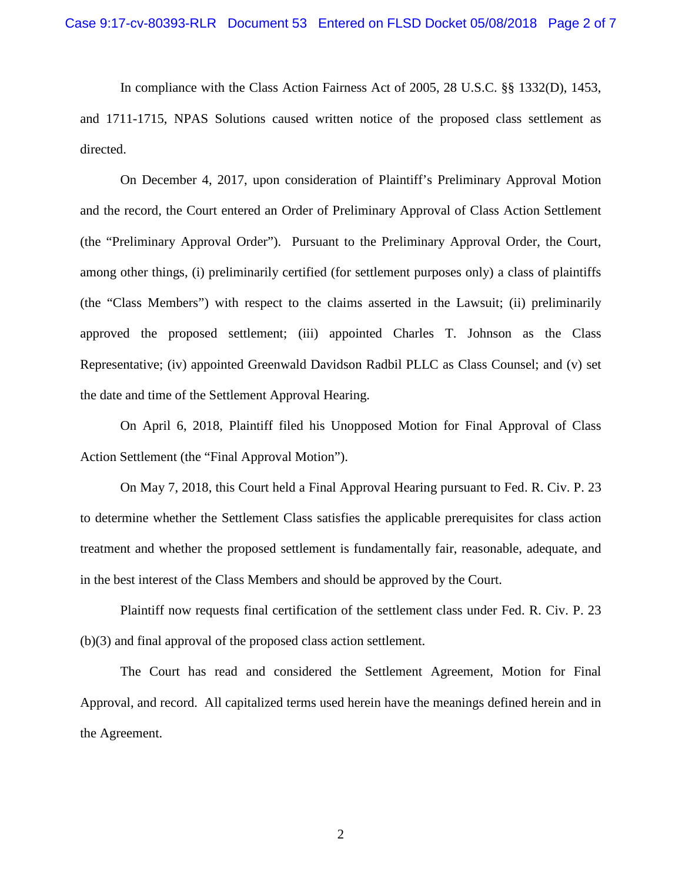In compliance with the Class Action Fairness Act of 2005, 28 U.S.C. §§ 1332(D), 1453, and 1711-1715, NPAS Solutions caused written notice of the proposed class settlement as directed.

On December 4, 2017, upon consideration of Plaintiff's Preliminary Approval Motion and the record, the Court entered an Order of Preliminary Approval of Class Action Settlement (the "Preliminary Approval Order"). Pursuant to the Preliminary Approval Order, the Court, among other things, (i) preliminarily certified (for settlement purposes only) a class of plaintiffs (the "Class Members") with respect to the claims asserted in the Lawsuit; (ii) preliminarily approved the proposed settlement; (iii) appointed Charles T. Johnson as the Class Representative; (iv) appointed Greenwald Davidson Radbil PLLC as Class Counsel; and (v) set the date and time of the Settlement Approval Hearing.

On April 6, 2018, Plaintiff filed his Unopposed Motion for Final Approval of Class Action Settlement (the "Final Approval Motion").

On May 7, 2018, this Court held a Final Approval Hearing pursuant to Fed. R. Civ. P. 23 to determine whether the Settlement Class satisfies the applicable prerequisites for class action treatment and whether the proposed settlement is fundamentally fair, reasonable, adequate, and in the best interest of the Class Members and should be approved by the Court.

Plaintiff now requests final certification of the settlement class under Fed. R. Civ. P. 23 (b)(3) and final approval of the proposed class action settlement.

The Court has read and considered the Settlement Agreement, Motion for Final Approval, and record. All capitalized terms used herein have the meanings defined herein and in the Agreement.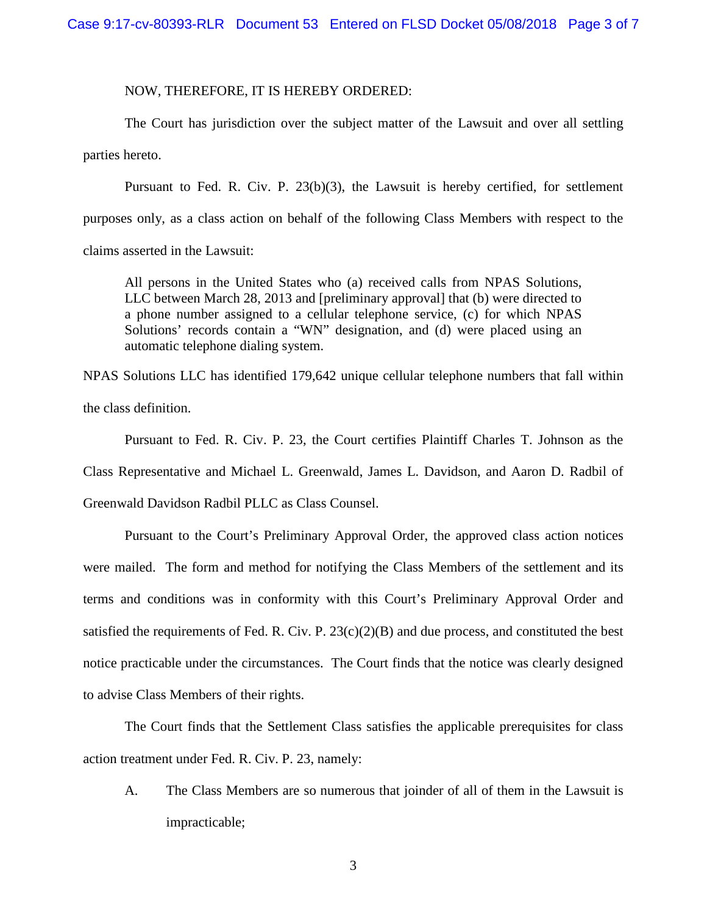NOW, THEREFORE, IT IS HEREBY ORDERED:

The Court has jurisdiction over the subject matter of the Lawsuit and over all settling parties hereto.

Pursuant to Fed. R. Civ. P. 23(b)(3), the Lawsuit is hereby certified, for settlement purposes only, as a class action on behalf of the following Class Members with respect to the claims asserted in the Lawsuit:

> All persons in the United States who (a) received calls from NPAS Solutions, LLC between March 28, 2013 and [preliminary approval] that (b) were directed to a phone number assigned to a cellular telephone service, (c) for which NPAS Solutions' records contain a "WN" designation, and (d) were placed using an automatic telephone dialing system.

NPAS Solutions LLC has identified 179,642 unique cellular telephone numbers that fall within the class definition.

Pursuant to Fed. R. Civ. P. 23, the Court certifies Plaintiff Charles T. Johnson as the Class Representative and Michael L. Greenwald, James L. Davidson, and Aaron D. Radbil of Greenwald Davidson Radbil PLLC as Class Counsel.

Pursuant to the Court's Preliminary Approval Order, the approved class action notices were mailed. The form and method for notifying the Class Members of the settlement and its terms and conditions was in conformity with this Court's Preliminary Approval Order and satisfied the requirements of Fed. R. Civ. P. 23(c)(2)(B) and due process, and constituted the best notice practicable under the circumstances. The Court finds that the notice was clearly designed to advise Class Members of their rights.

The Court finds that the Settlement Class satisfies the applicable prerequisites for class action treatment under Fed. R. Civ. P. 23, namely:

A. The Class Members are so numerous that joinder of all of them in the Lawsuit is impracticable;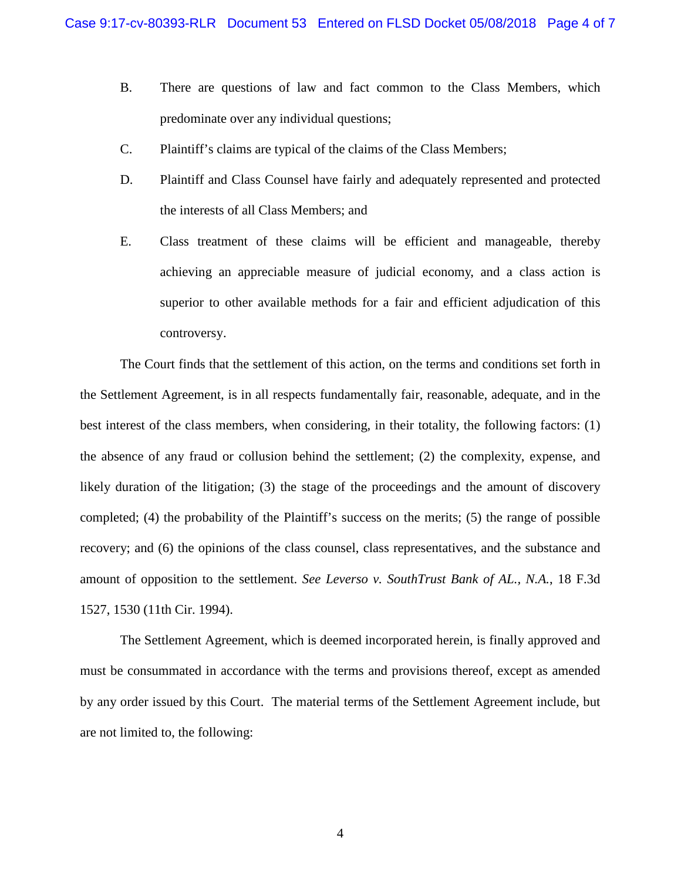B. There are questions of law and fact common to the Class Members, which predominate over any individual questions;

C. Plaintiff's claims are typical of the claims of the Class Members;

D. Plaintiff and Class Counsel have fairly and adequately represented and protected the interests of all Class Members; and

E. Class treatment of these claims will be efficient and manageable, thereby achieving an appreciable measure of judicial economy, and a class action is superior to other available methods for a fair and efficient adjudication of this controversy.

The Court finds that the settlement of this action, on the terms and conditions set forth in the Settlement Agreement, is in all respects fundamentally fair, reasonable, adequate, and in the best interest of the class members, when considering, in their totality, the following factors: (1) the absence of any fraud or collusion behind the settlement; (2) the complexity, expense, and likely duration of the litigation; (3) the stage of the proceedings and the amount of discovery completed; (4) the probability of the Plaintiff's success on the merits; (5) the range of possible recovery; and (6) the opinions of the class counsel, class representatives, and the substance and amount of opposition to the settlement. *See Leverso v. SouthTrust Bank of AL., N.A.*, 18 F.3d 1527, 1530 (11th Cir. 1994).

The Settlement Agreement, which is deemed incorporated herein, is finally approved and must be consummated in accordance with the terms and provisions thereof, except as amended by any order issued by this Court. The material terms of the Settlement Agreement include, but are not limited to, the following: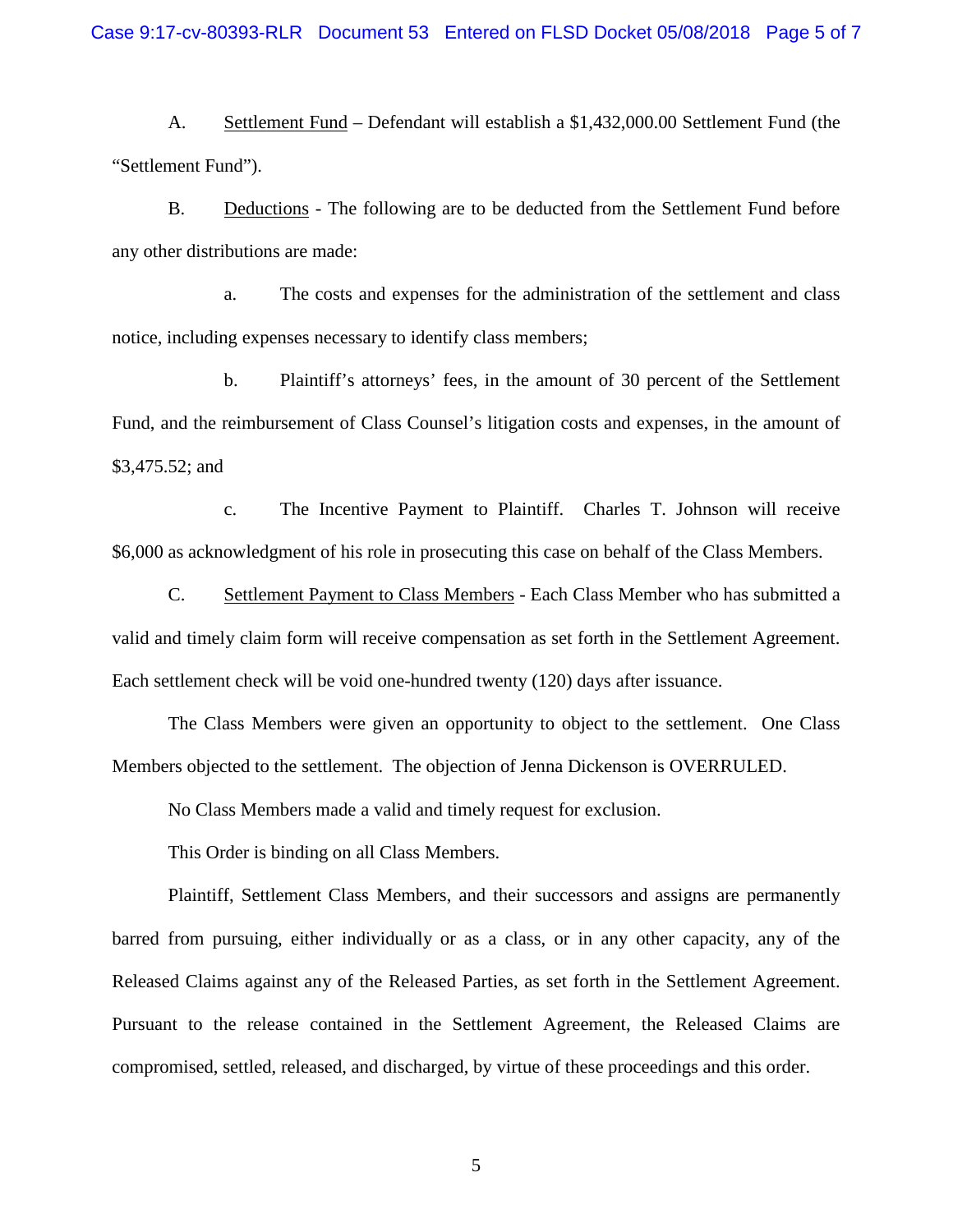A. <u>Settlement Fund</u> – Defendant will establish a $1,432,000.00 Settlement Fund (the "Settlement Fund").

B. <u>Deductions</u> - The following are to be deducted from the Settlement Fund before any other distributions are made:

a. The costs and expenses for the administration of the settlement and class notice, including expenses necessary to identify class members;

b. Plaintiff's attorneys' fees, in the amount of 30 percent of the Settlement Fund, and the reimbursement of Class Counsel's litigation costs and expenses, in the amount of $3,475.52; and

c. The Incentive Payment to Plaintiff. Charles T. Johnson will receive $6,000 as acknowledgment of his role in prosecuting this case on behalf of the Class Members.

C. <u>Settlement Payment to Class Members</u> - Each Class Member who has submitted a valid and timely claim form will receive compensation as set forth in the Settlement Agreement. Each settlement check will be void one-hundred twenty (120) days after issuance.

The Class Members were given an opportunity to object to the settlement. One Class Members objected to the settlement. The objection of Jenna Dickenson is OVERRULED.

No Class Members made a valid and timely request for exclusion.

This Order is binding on all Class Members.

Plaintiff, Settlement Class Members, and their successors and assigns are permanently barred from pursuing, either individually or as a class, or in any other capacity, any of the Released Claims against any of the Released Parties, as set forth in the Settlement Agreement. Pursuant to the release contained in the Settlement Agreement, the Released Claims are compromised, settled, released, and discharged, by virtue of these proceedings and this order.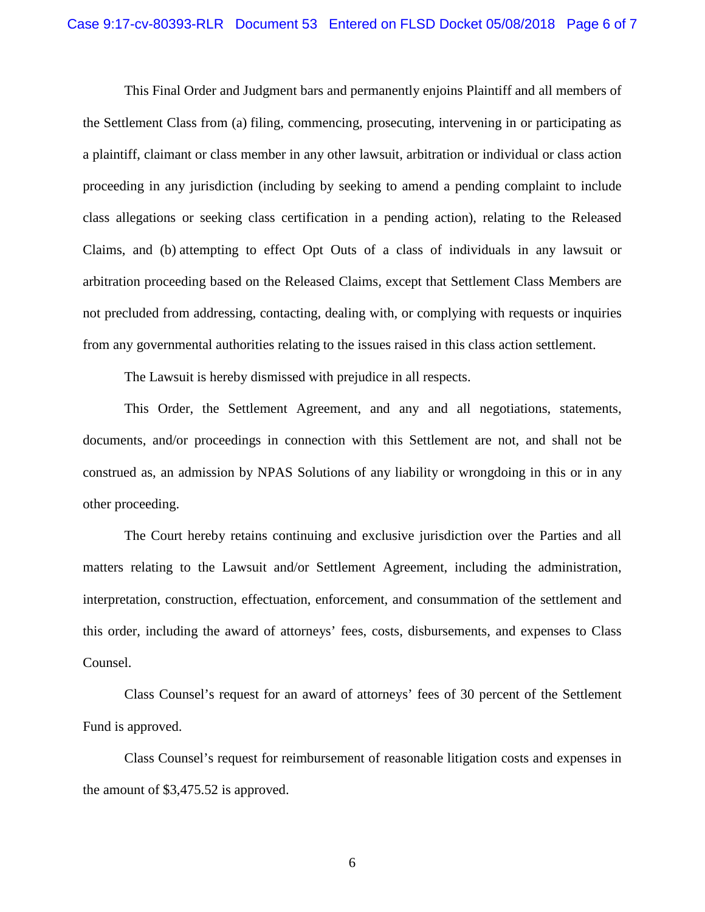This Final Order and Judgment bars and permanently enjoins Plaintiff and all members of the Settlement Class from (a) filing, commencing, prosecuting, intervening in or participating as a plaintiff, claimant or class member in any other lawsuit, arbitration or individual or class action proceeding in any jurisdiction (including by seeking to amend a pending complaint to include class allegations or seeking class certification in a pending action), relating to the Released Claims, and (b) attempting to effect Opt Outs of a class of individuals in any lawsuit or arbitration proceeding based on the Released Claims, except that Settlement Class Members are not precluded from addressing, contacting, dealing with, or complying with requests or inquiries from any governmental authorities relating to the issues raised in this class action settlement.

The Lawsuit is hereby dismissed with prejudice in all respects.

This Order, the Settlement Agreement, and any and all negotiations, statements, documents, and/or proceedings in connection with this Settlement are not, and shall not be construed as, an admission by NPAS Solutions of any liability or wrongdoing in this or in any other proceeding.

The Court hereby retains continuing and exclusive jurisdiction over the Parties and all matters relating to the Lawsuit and/or Settlement Agreement, including the administration, interpretation, construction, effectuation, enforcement, and consummation of the settlement and this order, including the award of attorneys' fees, costs, disbursements, and expenses to Class Counsel.

Class Counsel's request for an award of attorneys' fees of 30 percent of the Settlement Fund is approved.

Class Counsel's request for reimbursement of reasonable litigation costs and expenses in the amount of $3,475.52 is approved.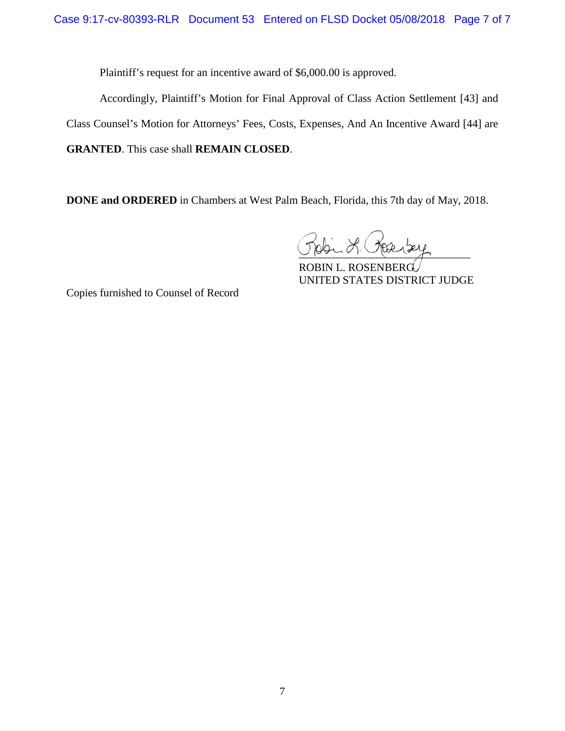Plaintiff's request for an incentive award of $6,000.00 is approved.

Accordingly, Plaintiff's Motion for Final Approval of Class Action Settlement [43] and Class Counsel's Motion for Attorneys' Fees, Costs, Expenses, And An Incentive Award [44] are **GRANTED**. This case shall **REMAIN CLOSED**.

**DONE and ORDERED** in Chambers at West Palm Beach, Florida, this 7th day of May, 2018.

ROBIN L. ROSENBERG
UNITED STATES DISTRICT JUDGE

Copies furnished to Counsel of Record